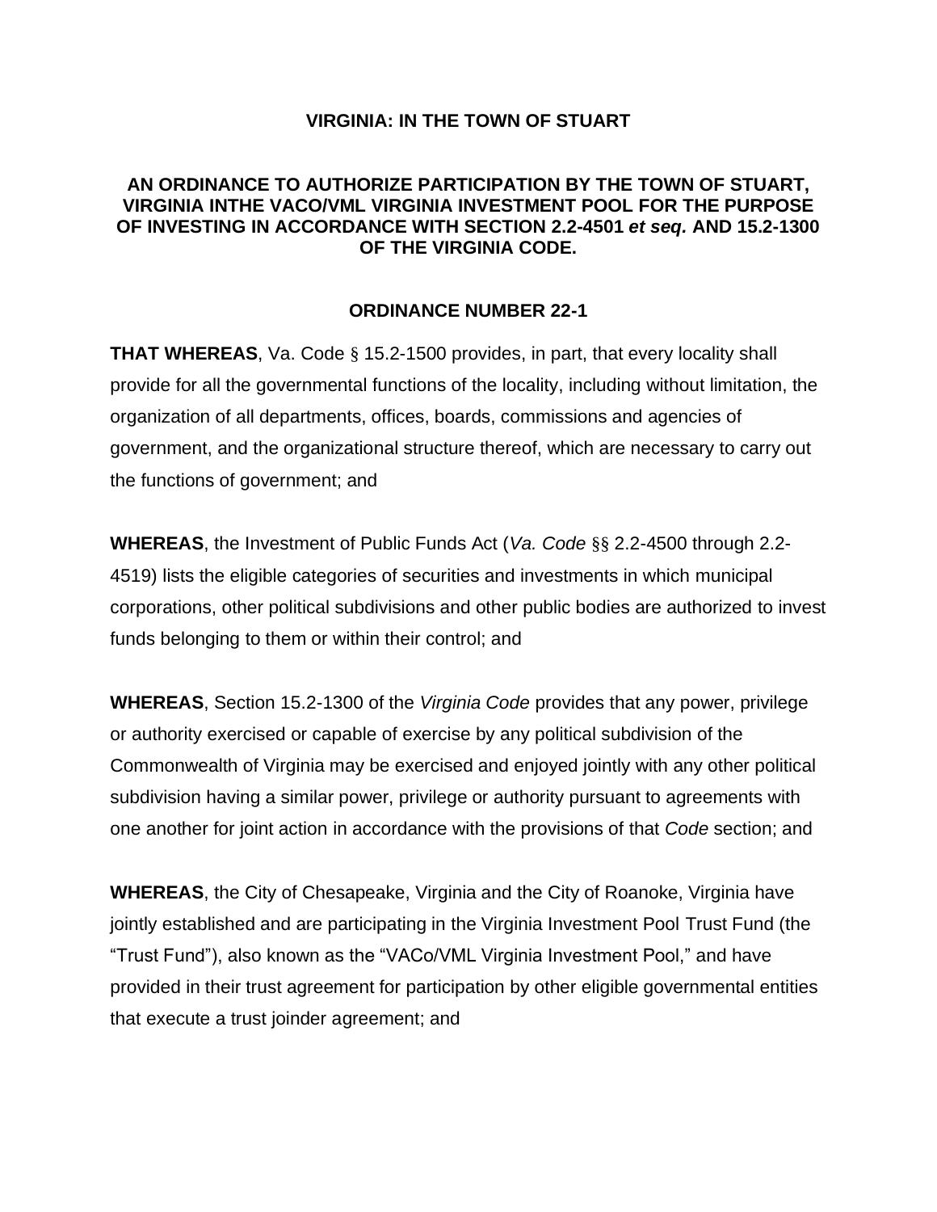**VIRGINIA: IN THE TOWN OF STUART**

**AN ORDINANCE TO AUTHORIZE PARTICIPATION BY THE TOWN OF STUART, VIRGINIA INTHE VACO/VML VIRGINIA INVESTMENT POOL FOR THE PURPOSE OF INVESTING IN ACCORDANCE WITH SECTION 2.2-4501 *et seq.* AND 15.2-1300 OF THE VIRGINIA CODE.**

**ORDINANCE NUMBER 22-1**

**THAT WHEREAS**, Va. Code § 15.2-1500 provides, in part, that every locality shall provide for all the governmental functions of the locality, including without limitation, the organization of all departments, offices, boards, commissions and agencies of government, and the organizational structure thereof, which are necessary to carry out the functions of government; and

**WHEREAS**, the Investment of Public Funds Act (*Va. Code* §§ 2.2-4500 through 2.2-4519) lists the eligible categories of securities and investments in which municipal corporations, other political subdivisions and other public bodies are authorized to invest funds belonging to them or within their control; and

**WHEREAS**, Section 15.2-1300 of the *Virginia Code* provides that any power, privilege or authority exercised or capable of exercise by any political subdivision of the Commonwealth of Virginia may be exercised and enjoyed jointly with any other political subdivision having a similar power, privilege or authority pursuant to agreements with one another for joint action in accordance with the provisions of that *Code* section; and

**WHEREAS**, the City of Chesapeake, Virginia and the City of Roanoke, Virginia have jointly established and are participating in the Virginia Investment Pool Trust Fund (the "Trust Fund"), also known as the "VACo/VML Virginia Investment Pool," and have provided in their trust agreement for participation by other eligible governmental entities that execute a trust joinder agreement; and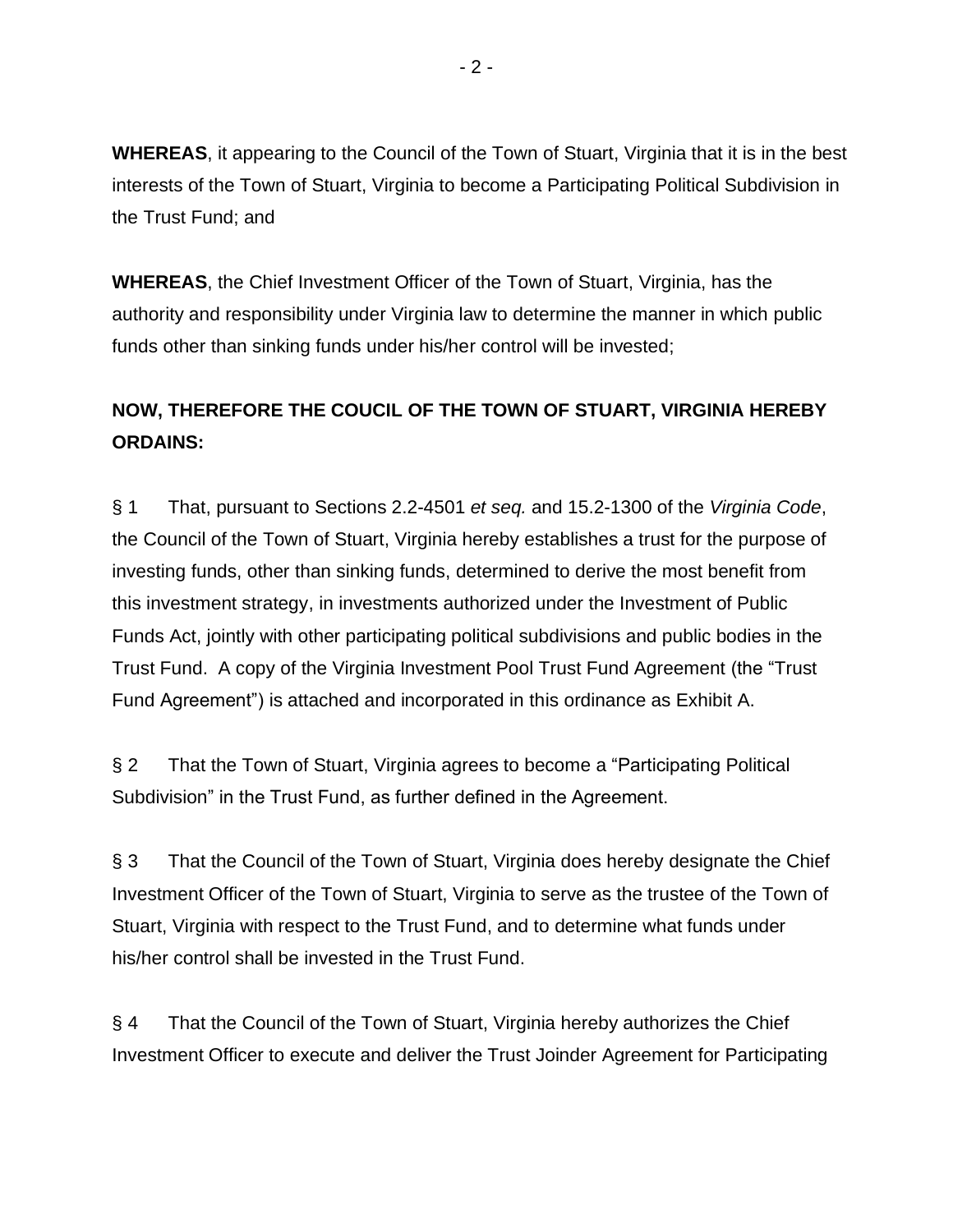**WHEREAS**, it appearing to the Council of the Town of Stuart, Virginia that it is in the best interests of the Town of Stuart, Virginia to become a Participating Political Subdivision in the Trust Fund; and

**WHEREAS**, the Chief Investment Officer of the Town of Stuart, Virginia, has the authority and responsibility under Virginia law to determine the manner in which public funds other than sinking funds under his/her control will be invested;

**NOW, THEREFORE THE COUCIL OF THE TOWN OF STUART, VIRGINIA HEREBY ORDAINS:**

§ 1 That, pursuant to Sections 2.2-4501 *et seq.* and 15.2-1300 of the *Virginia Code*, the Council of the Town of Stuart, Virginia hereby establishes a trust for the purpose of investing funds, other than sinking funds, determined to derive the most benefit from this investment strategy, in investments authorized under the Investment of Public Funds Act, jointly with other participating political subdivisions and public bodies in the Trust Fund. A copy of the Virginia Investment Pool Trust Fund Agreement (the "Trust Fund Agreement") is attached and incorporated in this ordinance as Exhibit A.

§ 2 That the Town of Stuart, Virginia agrees to become a "Participating Political Subdivision" in the Trust Fund, as further defined in the Agreement.

§ 3 That the Council of the Town of Stuart, Virginia does hereby designate the Chief Investment Officer of the Town of Stuart, Virginia to serve as the trustee of the Town of Stuart, Virginia with respect to the Trust Fund, and to determine what funds under his/her control shall be invested in the Trust Fund.

§ 4 That the Council of the Town of Stuart, Virginia hereby authorizes the Chief Investment Officer to execute and deliver the Trust Joinder Agreement for Participating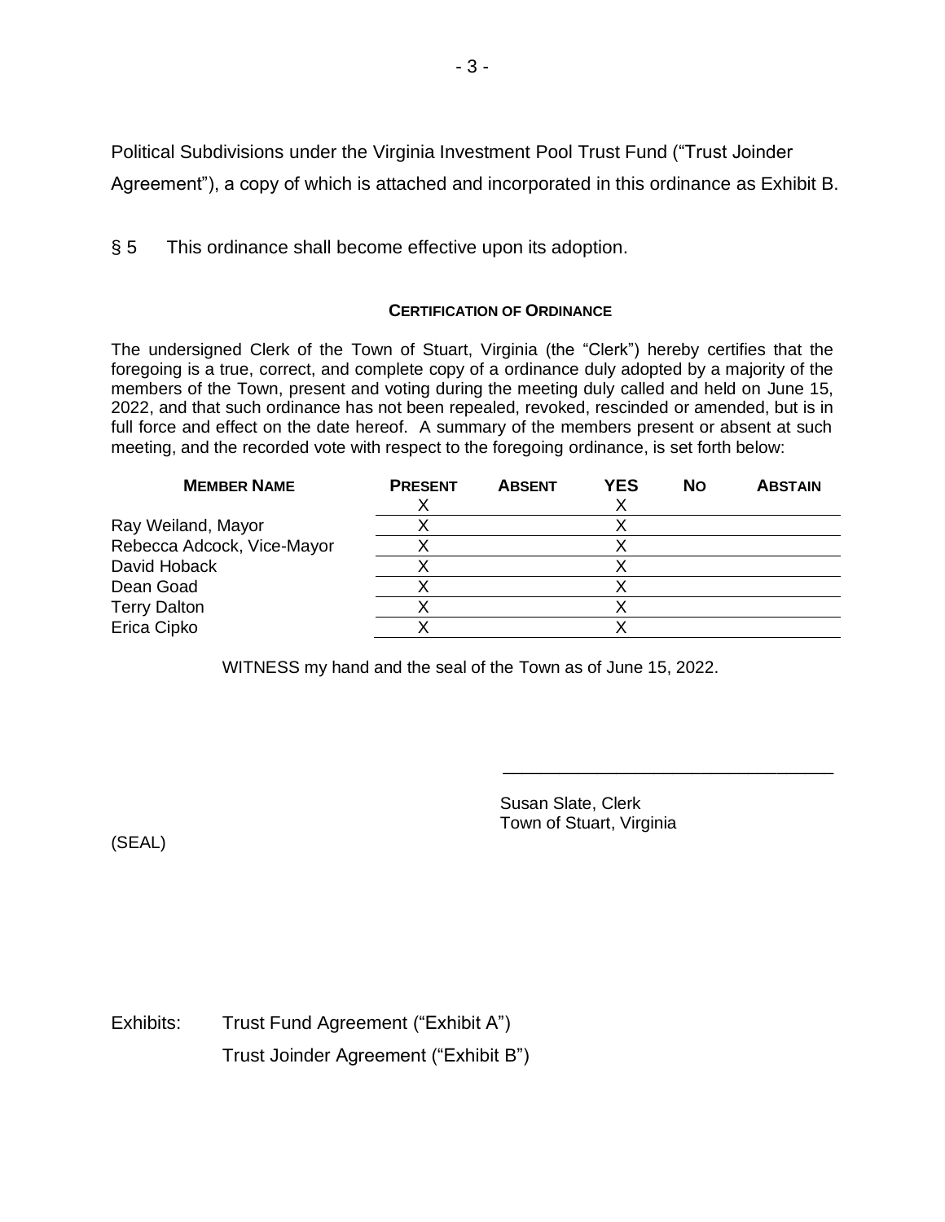Political Subdivisions under the Virginia Investment Pool Trust Fund ("Trust Joinder Agreement"), a copy of which is attached and incorporated in this ordinance as Exhibit B.

§ 5 This ordinance shall become effective upon its adoption.

**CERTIFICATION OF ORDINANCE**

The undersigned Clerk of the Town of Stuart, Virginia (the "Clerk") hereby certifies that the foregoing is a true, correct, and complete copy of a ordinance duly adopted by a majority of the members of the Town, present and voting during the meeting duly called and held on June 15, 2022, and that such ordinance has not been repealed, revoked, rescinded or amended, but is in full force and effect on the date hereof. A summary of the members present or absent at such meeting, and the recorded vote with respect to the foregoing ordinance, is set forth below:

| MEMBER NAME | PRESENT | ABSENT | YES | NO | ABSTAIN |
|---|---|---|---|---|---|
| | X | | X | | |
| Ray Weiland, Mayor | X | | X | | |
| Rebecca Adcock, Vice-Mayor | X | | X | | |
| David Hoback | X | | X | | |
| Dean Goad | X | | X | | |
| Terry Dalton | X | | X | | |
| Erica Cipko | X | | X | | |

WITNESS my hand and the seal of the Town as of June 15, 2022.

\_\_\_\_\_\_\_\_\_\_\_\_\_\_\_\_\_\_\_\_\_\_\_\_\_\_\_\_\_\_\_\_

Susan Slate, Clerk
Town of Stuart, Virginia

(SEAL)

Exhibits: Trust Fund Agreement ("Exhibit A")

Trust Joinder Agreement ("Exhibit B")